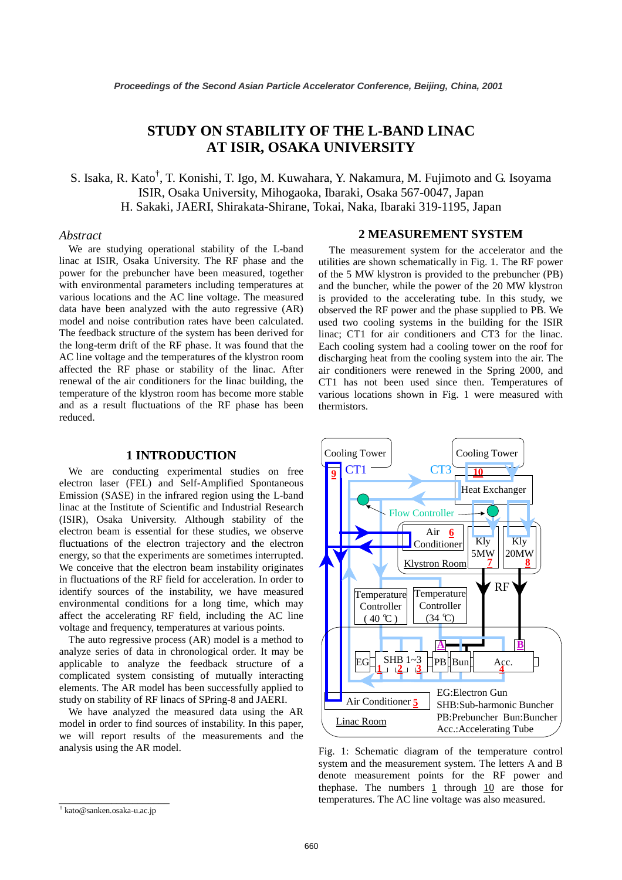# STUDY ON STABILITY OF THE L-BAND LINAC AT ISIR, OSAKA UNIVERSITY

S. Isaka, R. Kato[†], T. Konishi, T. Igo, M. Kuwahara, Y. Nakamura, M. Fujimoto and G. Isoyama
ISIR, Osaka University, Mihogaoka, Ibaraki, Osaka 567-0047, Japan
H. Sakaki, JAERI, Shirakata-Shirane, Tokai, Naka, Ibaraki 319-1195, Japan

### *Abstract*

We are studying operational stability of the L-band linac at ISIR, Osaka University. The RF phase and the power for the prebuncher have been measured, together with environmental parameters including temperatures at various locations and the AC line voltage. The measured data have been analyzed with the auto regressive (AR) model and noise contribution rates have been calculated. The feedback structure of the system has been derived for the long-term drift of the RF phase. It was found that the AC line voltage and the temperatures of the klystron room affected the RF phase or stability of the linac. After renewal of the air conditioners for the linac building, the temperature of the klystron room has become more stable and as a result fluctuations of the RF phase has been reduced.

## 1 INTRODUCTION

We are conducting experimental studies on free electron laser (FEL) and Self-Amplified Spontaneous Emission (SASE) in the infrared region using the L-band linac at the Institute of Scientific and Industrial Research (ISIR), Osaka University. Although stability of the electron beam is essential for these studies, we observe fluctuations of the electron trajectory and the electron energy, so that the experiments are sometimes interrupted. We conceive that the electron beam instability originates in fluctuations of the RF field for acceleration. In order to identify sources of the instability, we have measured environmental conditions for a long time, which may affect the accelerating RF field, including the AC line voltage and frequency, temperatures at various points.

The auto regressive process (AR) model is a method to analyze series of data in chronological order. It may be applicable to analyze the feedback structure of a complicated system consisting of mutually interacting elements. The AR model has been successfully applied to study on stability of RF linacs of SPring-8 and JAERI.

We have analyzed the measured data using the AR model in order to find sources of instability. In this paper, we will report results of the measurements and the analysis using the AR model.

## 2 MEASUREMENT SYSTEM

The measurement system for the accelerator and the utilities are shown schematically in Fig. 1. The RF power of the 5 MW klystron is provided to the prebuncher (PB) and the buncher, while the power of the 20 MW klystron is provided to the accelerating tube. In this study, we observed the RF power and the phase supplied to PB. We used two cooling systems in the building for the ISIR linac; CT1 for air conditioners and CT3 for the linac. Each cooling system had a cooling tower on the roof for discharging heat from the cooling system into the air. The air conditioners were renewed in the Spring 2000, and CT1 has not been used since then. Temperatures of various locations shown in Fig. 1 were measured with thermistors.

Fig. 1: Schematic diagram of the temperature control system and the measurement system. The letters A and B denote measurement points for the RF power and thephase. The numbers 1 through 10 are those for temperatures. The AC line voltage was also measured.

[†] kato@sanken.osaka-u.ac.jp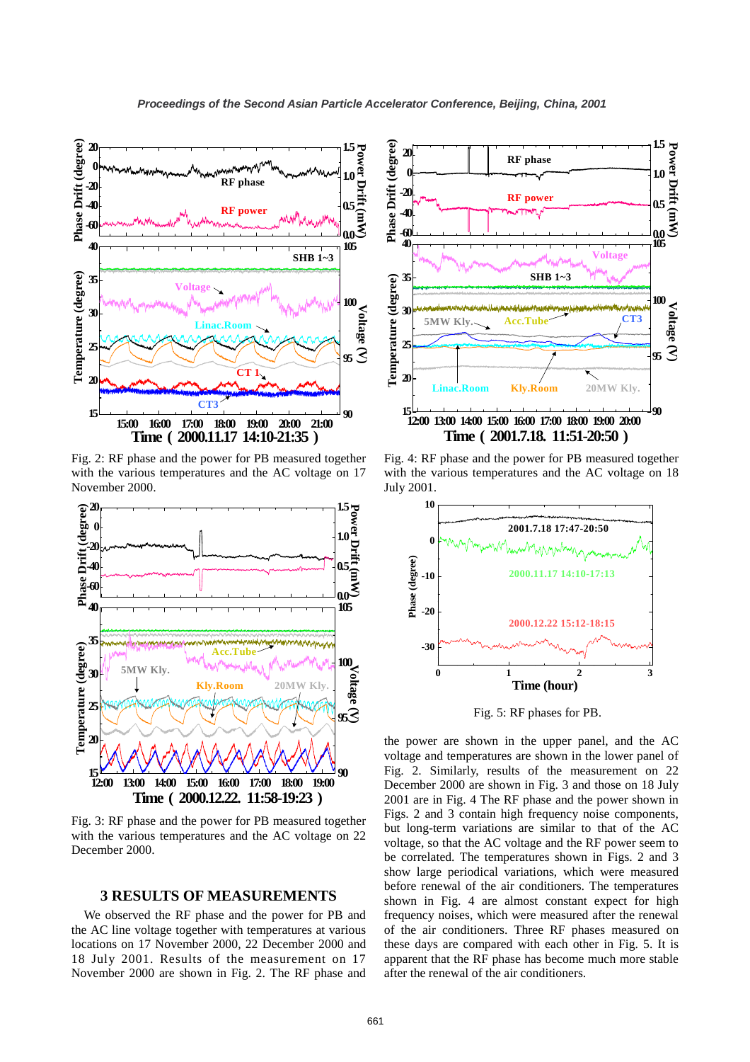Fig. 2: RF phase and the power for PB measured together with the various temperatures and the AC voltage on 17 November 2000.

Fig. 3: RF phase and the power for PB measured together with the various temperatures and the AC voltage on 22 December 2000.

## 3 RESULTS OF MEASUREMENTS

We observed the RF phase and the power for PB and the AC line voltage together with temperatures at various locations on 17 November 2000, 22 December 2000 and 18 July 2001. Results of the measurement on 17 November 2000 are shown in Fig. 2. The RF phase and the power are shown in the upper panel, and the AC voltage and temperatures are shown in the lower panel of Fig. 2. Similarly, results of the measurement on 22 December 2000 are shown in Fig. 3 and those on 18 July 2001 are in Fig. 4 The RF phase and the power shown in Figs. 2 and 3 contain high frequency noise components, but long-term variations are similar to that of the AC voltage, so that the AC voltage and the RF power seem to be correlated. The temperatures shown in Figs. 2 and 3 show large periodical variations, which were measured before renewal of the air conditioners. The temperatures shown in Fig. 4 are almost constant expect for high frequency noises, which were measured after the renewal of the air conditioners. Three RF phases measured on these days are compared with each other in Fig. 5. It is apparent that the RF phase has become much more stable after the renewal of the air conditioners.

Fig. 4: RF phase and the power for PB measured together with the various temperatures and the AC voltage on 18 July 2001.

Fig. 5: RF phases for PB.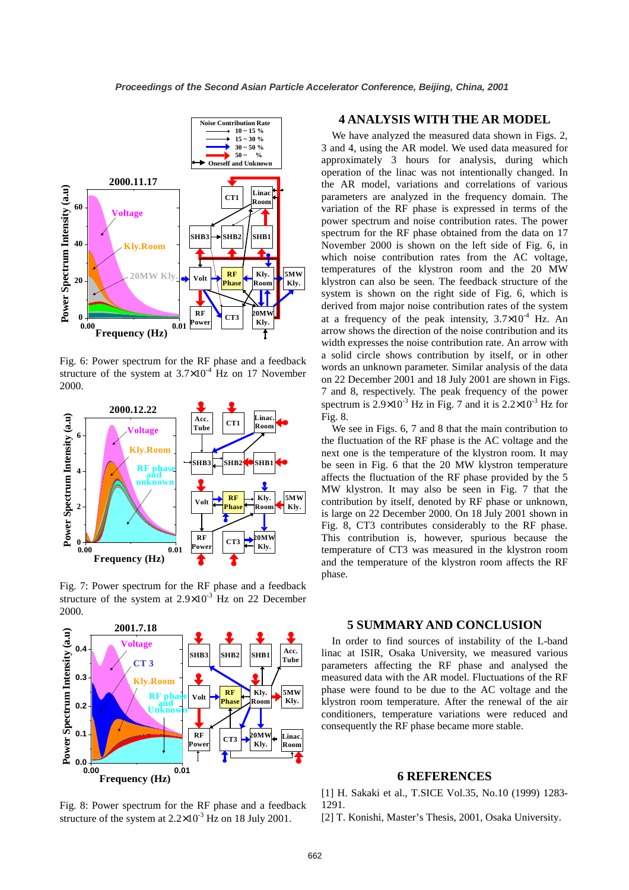Noise Contribution Rate
10 ~ 15 %
15 ~ 30 %
30 ~ 50 %
50 ~ %
Oneself and Unknown

2000.11.17
Power Spectrum Intensity (a.u)
60
40
20
0
0.00
0.01
Frequency (Hz)
Voltage
Kly.Room
20MW Kly.
CT1
Linac Room
SHB3
SHB2
SHB1
Volt
RF Phase
Kly. Room
5MW Kly.
RF Power
CT3
20MW Kly.

Fig. 6: Power spectrum for the RF phase and a feedback structure of the system at $3.7\times10^{-4}$ Hz on 17 November 2000.

2000.12.22
Power Spectrum Intensity (a.u)
6
4
2
0
0.00
0.01
Frequency (Hz)
Voltage
Kly.Room
RF phase and unknown
Acc. Tube
CT1
Linac. Room
SHB3
SHB2
SHB1
Volt
RF Phase
Kly. Room
5MW Kly.
RF Power
CT3
20MW Kly.

Fig. 7: Power spectrum for the RF phase and a feedback structure of the system at $2.9\times10^{-3}$ Hz on 22 December 2000.

2001.7.18
Power Spectrum Intensity (a.u)
0.4
0.3
0.2
0.1
0.0
0.00
0.01
Frequency (Hz)
Voltage
CT 3
Kly.Room
RF phase and Unknown
SHB3
SHB2
SHB1
Acc. Tube
Volt
RF Phase
Kly. Room
5MW Kly.
RF Power
CT3
20MW Kly.
Linac. Room

Fig. 8: Power spectrum for the RF phase and a feedback structure of the system at $2.2\times10^{-3}$ Hz on 18 July 2001.

## 4 ANALYSIS WITH THE AR MODEL

We have analyzed the measured data shown in Figs. 2, 3 and 4, using the AR model. We used data measured for approximately 3 hours for analysis, during which operation of the linac was not intentionally changed. In the AR model, variations and correlations of various parameters are analyzed in the frequency domain. The variation of the RF phase is expressed in terms of the power spectrum and noise contribution rates. The power spectrum for the RF phase obtained from the data on 17 November 2000 is shown on the left side of Fig. 6, in which noise contribution rates from the AC voltage, temperatures of the klystron room and the 20 MW klystron can also be seen. The feedback structure of the system is shown on the right side of Fig. 6, which is derived from major noise contribution rates of the system at a frequency of the peak intensity, $3.7\times10^{-4}$ Hz. An arrow shows the direction of the noise contribution and its width expresses the noise contribution rate. An arrow with a solid circle shows contribution by itself, or in other words an unknown parameter. Similar analysis of the data on 22 December 2001 and 18 July 2001 are shown in Figs. 7 and 8, respectively. The peak frequency of the power spectrum is $2.9\times10^{-3}$ Hz in Fig. 7 and it is $2.2\times10^{-3}$ Hz for Fig. 8.

We see in Figs. 6, 7 and 8 that the main contribution to the fluctuation of the RF phase is the AC voltage and the next one is the temperature of the klystron room. It may be seen in Fig. 6 that the 20 MW klystron temperature affects the fluctuation of the RF phase provided by the 5 MW klystron. It may also be seen in Fig. 7 that the contribution by itself, denoted by RF phase or unknown, is large on 22 December 2000. On 18 July 2001 shown in Fig. 8, CT3 contributes considerably to the RF phase. This contribution is, however, spurious because the temperature of CT3 was measured in the klystron room and the temperature of the klystron room affects the RF phase.

## 5 SUMMARY AND CONCLUSION

In order to find sources of instability of the L-band linac at ISIR, Osaka University, we measured various parameters affecting the RF phase and analysed the measured data with the AR model. Fluctuations of the RF phase were found to be due to the AC voltage and the klystron room temperature. After the renewal of the air conditioners, temperature variations were reduced and consequently the RF phase became more stable.

## 6 REFERENCES

[1] H. Sakaki et al., T.SICE Vol.35, No.10 (1999) 1283-1291.

[2] T. Konishi, Master's Thesis, 2001, Osaka University.